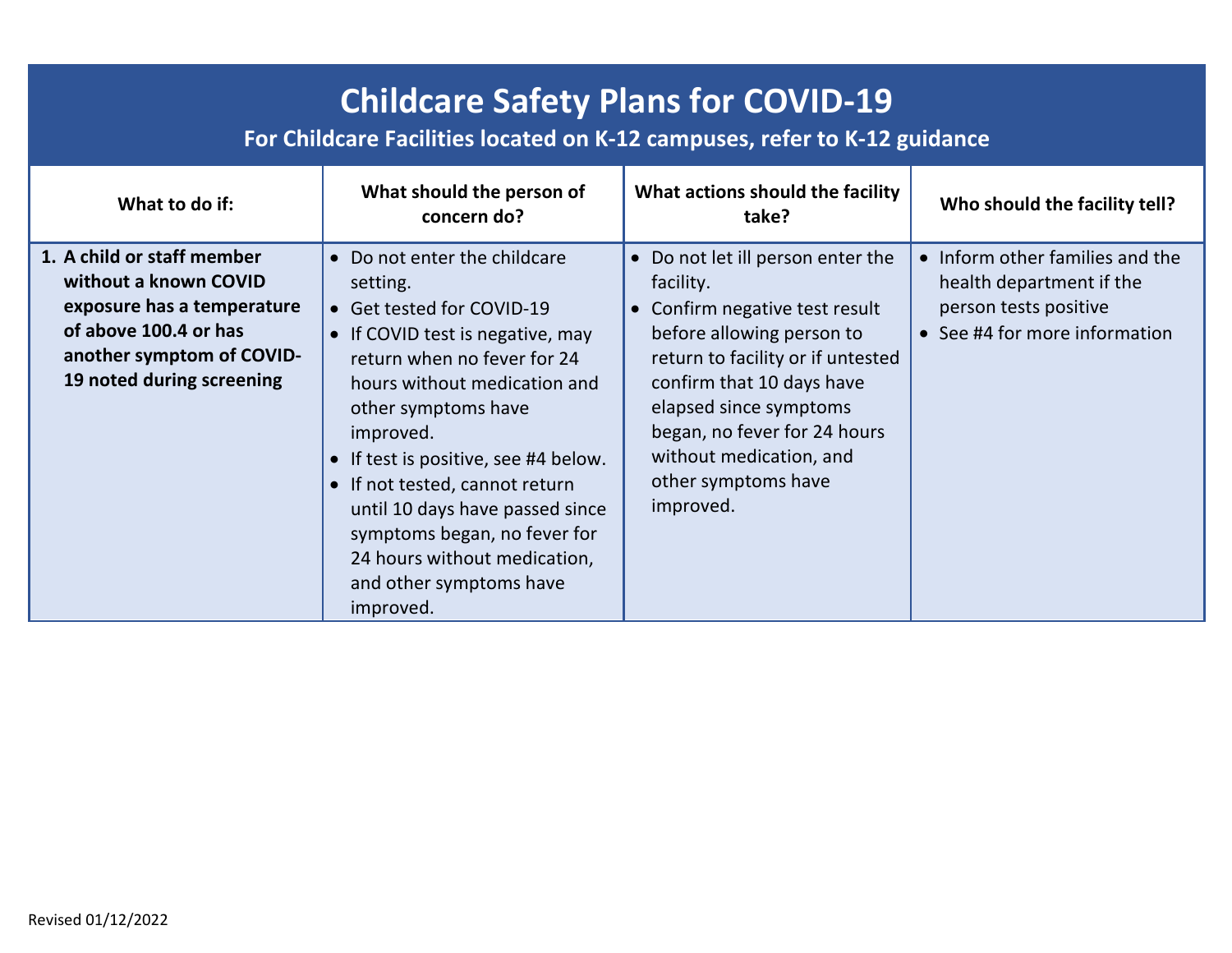# Childcare Safety Plans for COVID-19

**For Childcare Facilities located on K-12 campuses, refer to K-12 guidance**

| What to do if: | What should the person of concern do? | What actions should the facility take? | Who should the facility tell? |
|---|---|---|---|
| **1. A child or staff member without a known COVID exposure has a temperature of above 100.4 or has another symptom of COVID-19 noted during screening** | • Do not enter the childcare setting.<br>• Get tested for COVID-19<br>• If COVID test is negative, may return when no fever for 24 hours without medication and other symptoms have improved.<br>• If test is positive, see #4 below.<br>• If not tested, cannot return until 10 days have passed since symptoms began, no fever for 24 hours without medication, and other symptoms have improved. | • Do not let ill person enter the facility.<br>• Confirm negative test result before allowing person to return to facility or if untested confirm that 10 days have elapsed since symptoms began, no fever for 24 hours without medication, and other symptoms have improved. | • Inform other families and the health department if the person tests positive<br>• See #4 for more information |

Revised 01/12/2022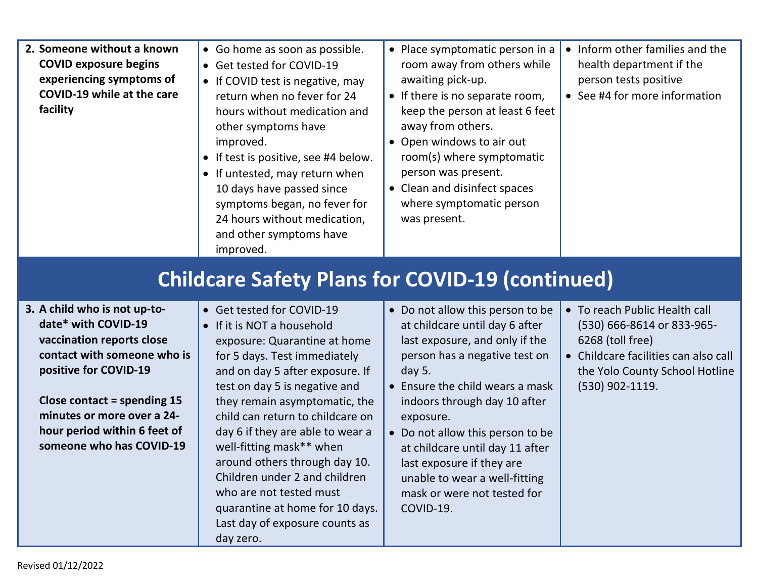| | | | |
|---|---|---|---|
| **2. Someone without a known COVID exposure begins experiencing symptoms of COVID-19 while at the care facility** | • Go home as soon as possible.<br>• Get tested for COVID-19<br>• If COVID test is negative, may return when no fever for 24 hours without medication and other symptoms have improved.<br>• If test is positive, see #4 below.<br>• If untested, may return when 10 days have passed since symptoms began, no fever for 24 hours without medication, and other symptoms have improved. | • Place symptomatic person in a room away from others while awaiting pick-up.<br>• If there is no separate room, keep the person at least 6 feet away from others.<br>• Open windows to air out room(s) where symptomatic person was present.<br>• Clean and disinfect spaces where symptomatic person was present. | • Inform other families and the health department if the person tests positive<br>• See #4 for more information |

# Childcare Safety Plans for COVID-19 (continued)

| | | | |
|---|---|---|---|
| **3. A child who is not up-to-date* with COVID-19 vaccination reports close contact with someone who is positive for COVID-19**<br><br>**Close contact = spending 15 minutes or more over a 24-hour period within 6 feet of someone who has COVID-19** | • Get tested for COVID-19<br>• If it is NOT a household exposure: Quarantine at home for 5 days. Test immediately and on day 5 after exposure. If test on day 5 is negative and they remain asymptomatic, the child can return to childcare on day 6 if they are able to wear a well-fitting mask** when around others through day 10. Children under 2 and children who are not tested must quarantine at home for 10 days. Last day of exposure counts as day zero. | • Do not allow this person to be at childcare until day 6 after last exposure, and only if the person has a negative test on day 5.<br>• Ensure the child wears a mask indoors through day 10 after exposure.<br>• Do not allow this person to be at childcare until day 11 after last exposure if they are unable to wear a well-fitting mask or were not tested for COVID-19. | • To reach Public Health call (530) 666-8614 or 833-965-6268 (toll free)<br>• Childcare facilities can also call the Yolo County School Hotline (530) 902-1119. |

Revised 01/12/2022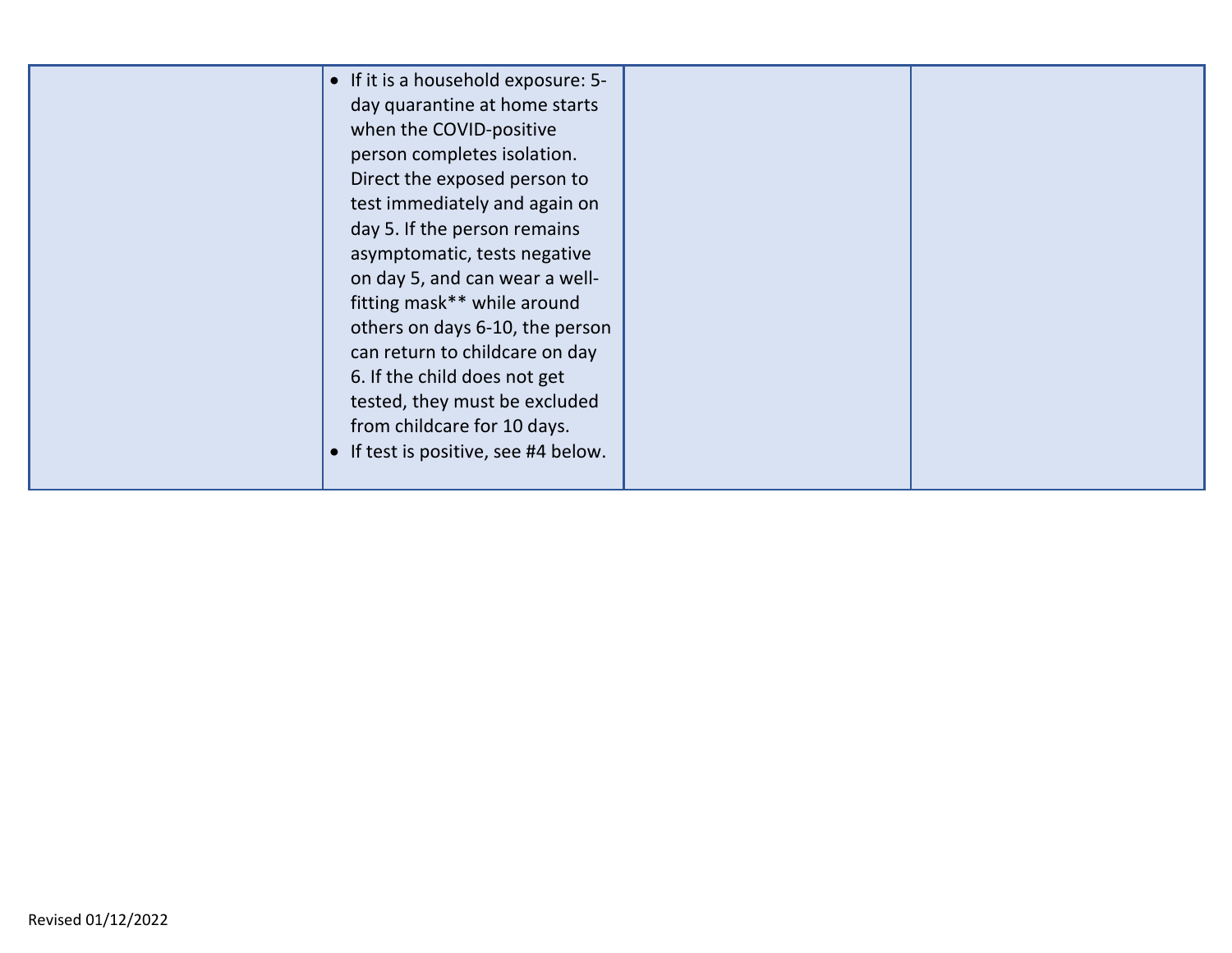|  |  |  |  |
|---|---|---|---|
|  | • If it is a household exposure: 5-day quarantine at home starts when the COVID-positive person completes isolation. Direct the exposed person to test immediately and again on day 5. If the person remains asymptomatic, tests negative on day 5, and can wear a well-fitting mask** while around others on days 6-10, the person can return to childcare on day 6. If the child does not get tested, they must be excluded from childcare for 10 days.<br>• If test is positive, see #4 below. |  |  |

Revised 01/12/2022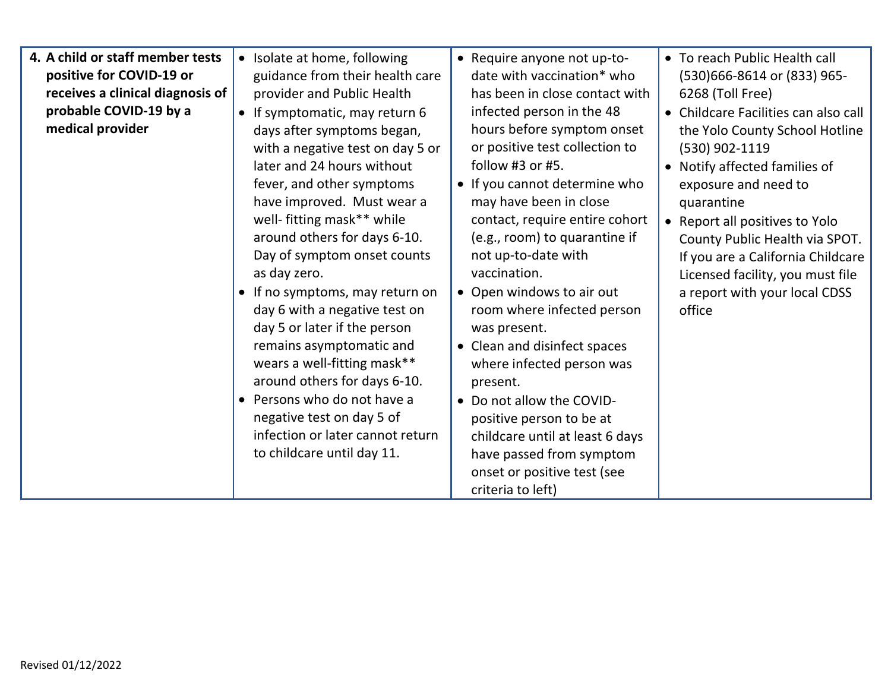| | | | |
|---|---|---|---|
| **4. A child or staff member tests positive for COVID-19 or receives a clinical diagnosis of probable COVID-19 by a medical provider** | • Isolate at home, following guidance from their health care provider and Public Health<br>• If symptomatic, may return 6 days after symptoms began, with a negative test on day 5 or later and 24 hours without fever, and other symptoms have improved. Must wear a well- fitting mask** while around others for days 6-10. Day of symptom onset counts as day zero.<br>• If no symptoms, may return on day 6 with a negative test on day 5 or later if the person remains asymptomatic and wears a well-fitting mask** around others for days 6-10.<br>• Persons who do not have a negative test on day 5 of infection or later cannot return to childcare until day 11. | • Require anyone not up-to-date with vaccination* who has been in close contact with infected person in the 48 hours before symptom onset or positive test collection to follow #3 or #5.<br>• If you cannot determine who may have been in close contact, require entire cohort (e.g., room) to quarantine if not up-to-date with vaccination.<br>• Open windows to air out room where infected person was present.<br>• Clean and disinfect spaces where infected person was present.<br>• Do not allow the COVID-positive person to be at childcare until at least 6 days have passed from symptom onset or positive test (see criteria to left) | • To reach Public Health call (530)666-8614 or (833) 965-6268 (Toll Free)<br>• Childcare Facilities can also call the Yolo County School Hotline (530) 902-1119<br>• Notify affected families of exposure and need to quarantine<br>• Report all positives to Yolo County Public Health via SPOT. If you are a California Childcare Licensed facility, you must file a report with your local CDSS office |

Revised 01/12/2022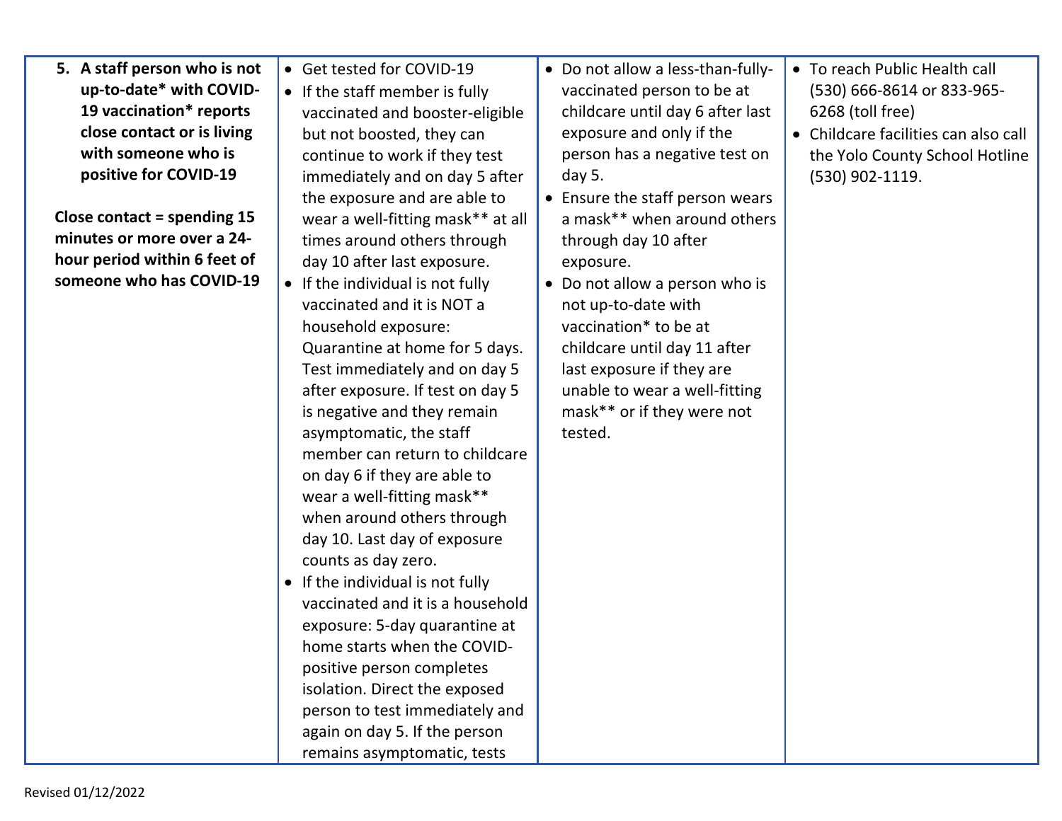| | | | |
|---|---|---|---|
| **5. A staff person who is not up-to-date* with COVID-19 vaccination* reports close contact or is living with someone who is positive for COVID-19**<br><br>**Close contact = spending 15 minutes or more over a 24-hour period within 6 feet of someone who has COVID-19** | • Get tested for COVID-19<br>• If the staff member is fully vaccinated and booster-eligible but not boosted, they can continue to work if they test immediately and on day 5 after the exposure and are able to wear a well-fitting mask** at all times around others through day 10 after last exposure.<br>• If the individual is not fully vaccinated and it is NOT a household exposure: Quarantine at home for 5 days. Test immediately and on day 5 after exposure. If test on day 5 is negative and they remain asymptomatic, the staff member can return to childcare on day 6 if they are able to wear a well-fitting mask** when around others through day 10. Last day of exposure counts as day zero.<br>• If the individual is not fully vaccinated and it is a household exposure: 5-day quarantine at home starts when the COVID-positive person completes isolation. Direct the exposed person to test immediately and again on day 5. If the person remains asymptomatic, tests | • Do not allow a less-than-fully-vaccinated person to be at childcare until day 6 after last exposure and only if the person has a negative test on day 5.<br>• Ensure the staff person wears a mask** when around others through day 10 after exposure.<br>• Do not allow a person who is not up-to-date with vaccination* to be at childcare until day 11 after last exposure if they are unable to wear a well-fitting mask** or if they were not tested. | • To reach Public Health call (530) 666-8614 or 833-965-6268 (toll free)<br>• Childcare facilities can also call the Yolo County School Hotline (530) 902-1119. |

Revised 01/12/2022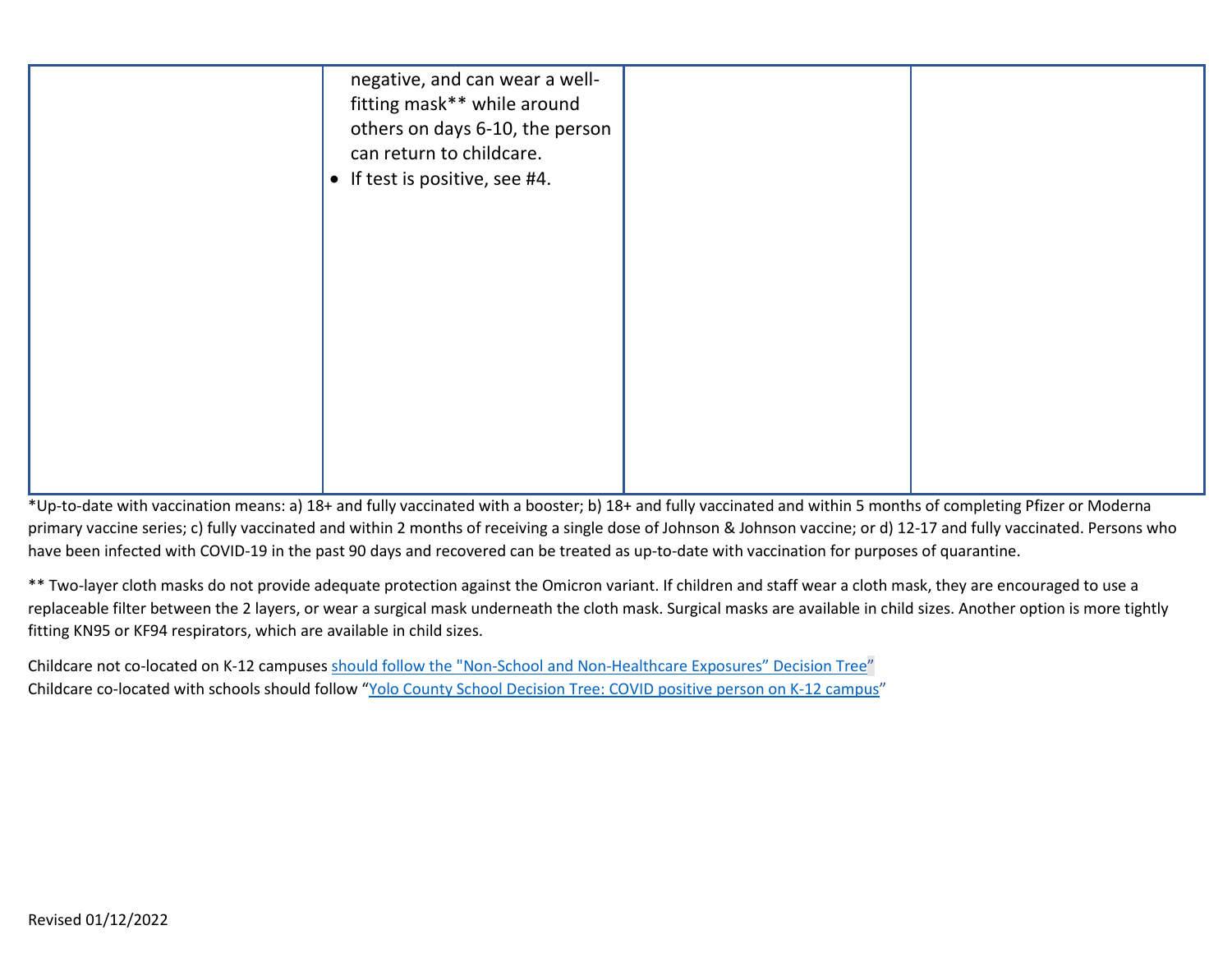| | | | |
|---|---|---|---|
| | negative, and can wear a well-fitting mask** while around others on days 6-10, the person can return to childcare.<br>• If test is positive, see #4. | | |

*Up-to-date with vaccination means: a) 18+ and fully vaccinated with a booster; b) 18+ and fully vaccinated and within 5 months of completing Pfizer or Moderna primary vaccine series; c) fully vaccinated and within 2 months of receiving a single dose of Johnson & Johnson vaccine; or d) 12-17 and fully vaccinated. Persons who have been infected with COVID-19 in the past 90 days and recovered can be treated as up-to-date with vaccination for purposes of quarantine.

** Two-layer cloth masks do not provide adequate protection against the Omicron variant. If children and staff wear a cloth mask, they are encouraged to use a replaceable filter between the 2 layers, or wear a surgical mask underneath the cloth mask. Surgical masks are available in child sizes. Another option is more tightly fitting KN95 or KF94 respirators, which are available in child sizes.

Childcare not co-located on K-12 campuses should follow the "Non-School and Non-Healthcare Exposures" Decision Tree"
Childcare co-located with schools should follow "Yolo County School Decision Tree: COVID positive person on K-12 campus"

Revised 01/12/2022